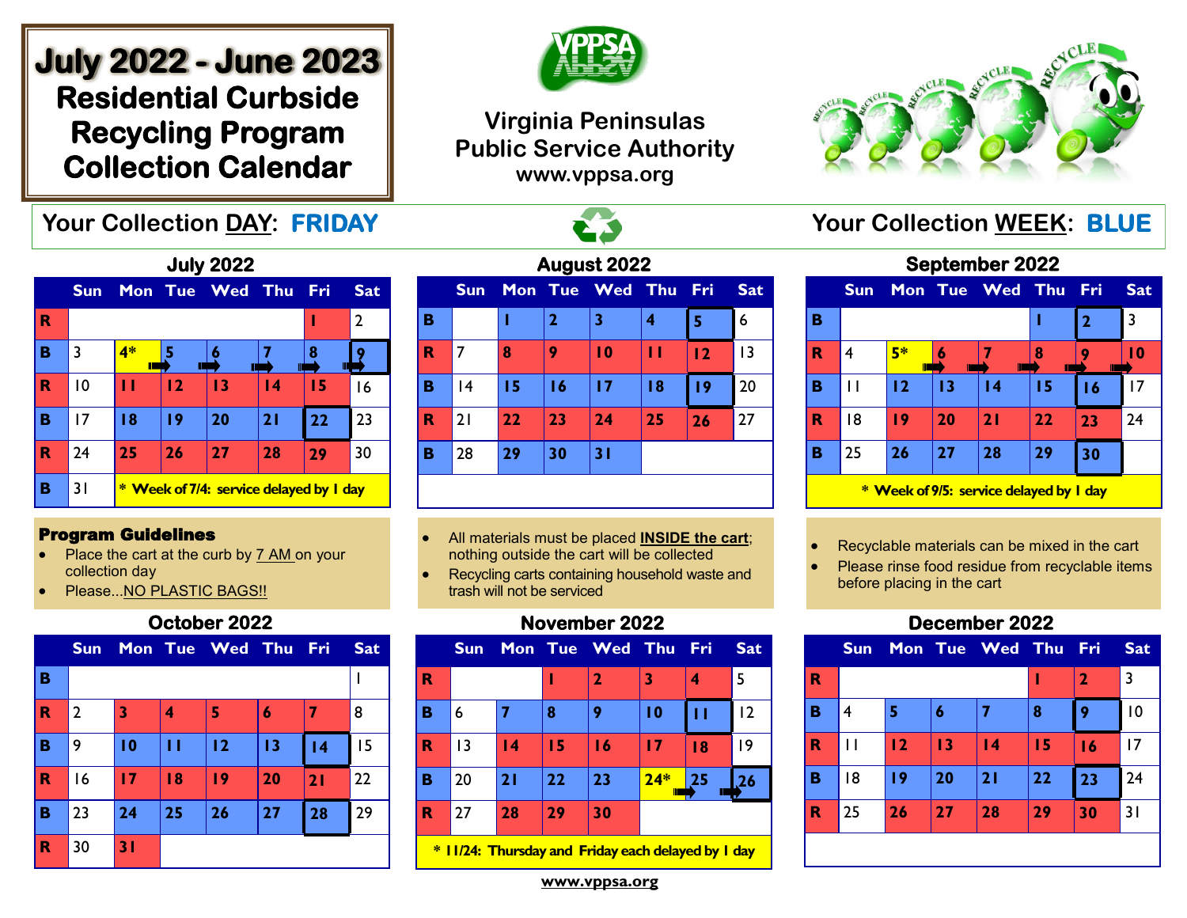# July 2022 - June 2023
# Residential Curbside Recycling Program Collection Calendar

**Virginia Peninsulas Public Service Authority**
**www.vppsa.org**

Your Collection DAY: **FRIDAY** — Your Collection WEEK: **BLUE**

### July 2022

| | Sun | Mon | Tue | Wed | Thu | Fri | Sat |
|---|---|---|---|---|---|---|---|
| R | | | | | | 1 | 2 |
| B | 3 | 4* | 5 | 6 | 7 | 8 | 9 |
| R | 10 | 11 | 12 | 13 | 14 | 15 | 16 |
| B | 17 | 18 | 19 | 20 | 21 | 22 | 23 |
| R | 24 | 25 | 26 | 27 | 28 | 29 | 30 |
| B | 31 | | | | | | |

\* Week of 7/4: service delayed by 1 day

### August 2022

| | Sun | Mon | Tue | Wed | Thu | Fri | Sat |
|---|---|---|---|---|---|---|---|
| B | | 1 | 2 | 3 | 4 | 5 | 6 |
| R | 7 | 8 | 9 | 10 | 11 | 12 | 13 |
| B | 14 | 15 | 16 | 17 | 18 | 19 | 20 |
| R | 21 | 22 | 23 | 24 | 25 | 26 | 27 |
| B | 28 | 29 | 30 | 31 | | | |

### September 2022

| | Sun | Mon | Tue | Wed | Thu | Fri | Sat |
|---|---|---|---|---|---|---|---|
| B | | | | | 1 | 2 | 3 |
| R | 4 | 5* | 6 | 7 | 8 | 9 | 10 |
| B | 11 | 12 | 13 | 14 | 15 | 16 | 17 |
| R | 18 | 19 | 20 | 21 | 22 | 23 | 24 |
| B | 25 | 26 | 27 | 28 | 29 | 30 | |

\* Week of 9/5: service delayed by 1 day

### Program Guidelines

- Place the cart at the curb by 7 AM on your collection day
- Please...NO PLASTIC BAGS!!
- All materials must be placed **INSIDE the cart**; nothing outside the cart will be collected
- Recycling carts containing household waste and trash will not be serviced
- Recyclable materials can be mixed in the cart
- Please rinse food residue from recyclable items before placing in the cart

### October 2022

| | Sun | Mon | Tue | Wed | Thu | Fri | Sat |
|---|---|---|---|---|---|---|---|
| B | | | | | | | 1 |
| R | 2 | 3 | 4 | 5 | 6 | 7 | 8 |
| B | 9 | 10 | 11 | 12 | 13 | 14 | 15 |
| R | 16 | 17 | 18 | 19 | 20 | 21 | 22 |
| B | 23 | 24 | 25 | 26 | 27 | 28 | 29 |
| R | 30 | 31 | | | | | |

### November 2022

| | Sun | Mon | Tue | Wed | Thu | Fri | Sat |
|---|---|---|---|---|---|---|---|
| R | | | 1 | 2 | 3 | 4 | 5 |
| B | 6 | 7 | 8 | 9 | 10 | 11 | 12 |
| R | 13 | 14 | 15 | 16 | 17 | 18 | 19 |
| B | 20 | 21 | 22 | 23 | 24* | 25 | 26 |
| R | 27 | 28 | 29 | 30 | | | |

\* 11/24: Thursday and Friday each delayed by 1 day

### December 2022

| | Sun | Mon | Tue | Wed | Thu | Fri | Sat |
|---|---|---|---|---|---|---|---|
| R | | | | | 1 | 2 | 3 |
| B | 4 | 5 | 6 | 7 | 8 | 9 | 10 |
| R | 11 | 12 | 13 | 14 | 15 | 16 | 17 |
| B | 18 | 19 | 20 | 21 | 22 | 23 | 24 |
| R | 25 | 26 | 27 | 28 | 29 | 30 | 31 |

www.vppsa.org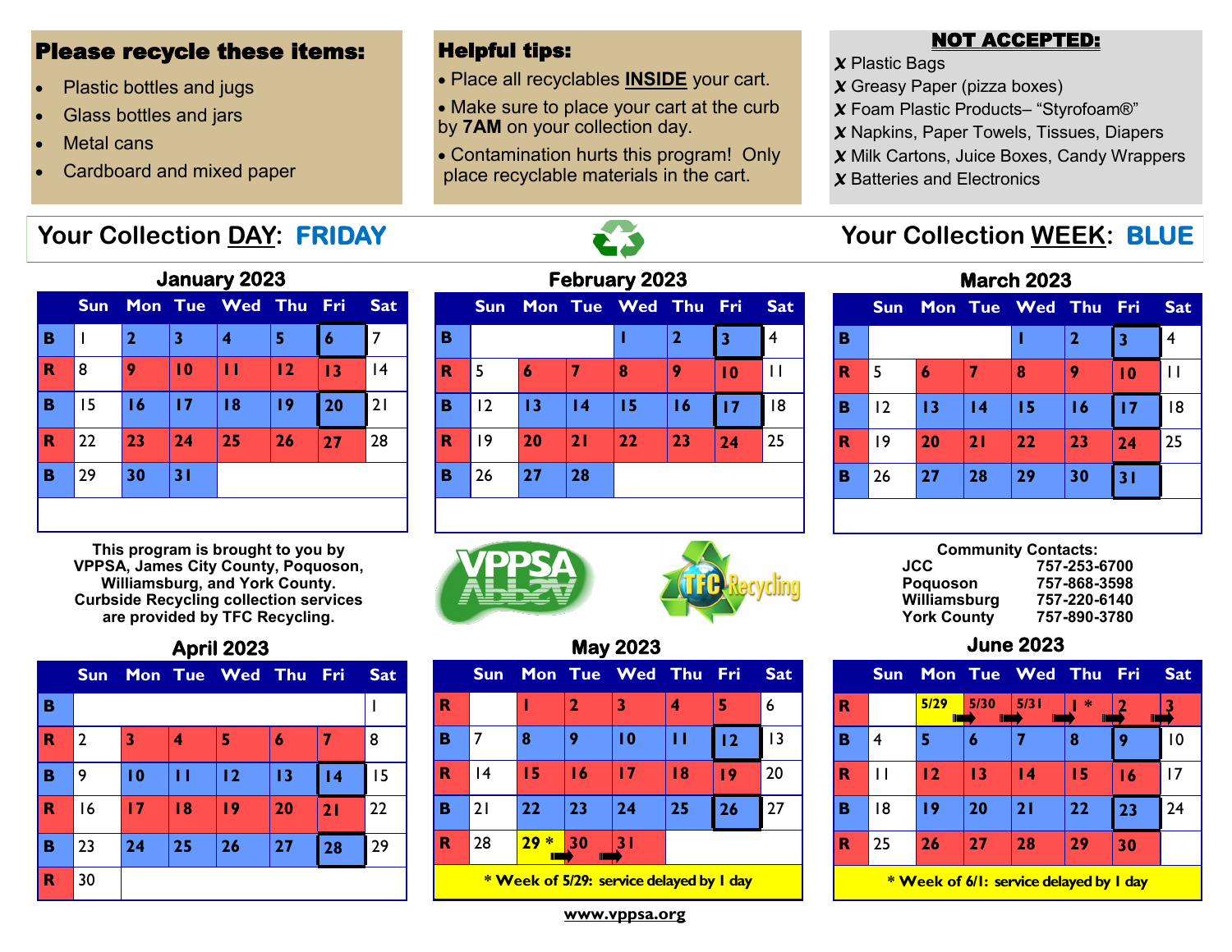## Please recycle these items:

- Plastic bottles and jugs
- Glass bottles and jars
- Metal cans
- Cardboard and mixed paper

## Helpful tips:

- Place all recyclables **INSIDE** your cart.
- Make sure to place your cart at the curb by **7AM** on your collection day.
- Contamination hurts this program! Only place recyclable materials in the cart.

## NOT ACCEPTED:

✗ Plastic Bags
✗ Greasy Paper (pizza boxes)
✗ Foam Plastic Products– "Styrofoam®"
✗ Napkins, Paper Towels, Tissues, Diapers
✗ Milk Cartons, Juice Boxes, Candy Wrappers
✗ Batteries and Electronics

**Your Collection DAY: FRIDAY**

**Your Collection WEEK: BLUE**

### January 2023

| | Sun | Mon | Tue | Wed | Thu | Fri | Sat |
|---|---|---|---|---|---|---|---|
| B | 1 | 2 | 3 | 4 | 5 | 6 | 7 |
| R | 8 | 9 | 10 | 11 | 12 | 13 | 14 |
| B | 15 | 16 | 17 | 18 | 19 | 20 | 21 |
| R | 22 | 23 | 24 | 25 | 26 | 27 | 28 |
| B | 29 | 30 | 31 | | | | |

### February 2023

| | Sun | Mon | Tue | Wed | Thu | Fri | Sat |
|---|---|---|---|---|---|---|---|
| B | | | | 1 | 2 | 3 | 4 |
| R | 5 | 6 | 7 | 8 | 9 | 10 | 11 |
| B | 12 | 13 | 14 | 15 | 16 | 17 | 18 |
| R | 19 | 20 | 21 | 22 | 23 | 24 | 25 |
| B | 26 | 27 | 28 | | | | |

### March 2023

| | Sun | Mon | Tue | Wed | Thu | Fri | Sat |
|---|---|---|---|---|---|---|---|
| B | | | | 1 | 2 | 3 | 4 |
| R | 5 | 6 | 7 | 8 | 9 | 10 | 11 |
| B | 12 | 13 | 14 | 15 | 16 | 17 | 18 |
| R | 19 | 20 | 21 | 22 | 23 | 24 | 25 |
| B | 26 | 27 | 28 | 29 | 30 | 31 | |

**This program is brought to you by VPPSA, James City County, Poquoson, Williamsburg, and York County. Curbside Recycling collection services are provided by TFC Recycling.**

**Community Contacts:**

| | |
|---|---|
| JCC | 757-253-6700 |
| Poquoson | 757-868-3598 |
| Williamsburg | 757-220-6140 |
| York County | 757-890-3780 |

### April 2023

| | Sun | Mon | Tue | Wed | Thu | Fri | Sat |
|---|---|---|---|---|---|---|---|
| B | | | | | | | 1 |
| R | 2 | 3 | 4 | 5 | 6 | 7 | 8 |
| B | 9 | 10 | 11 | 12 | 13 | 14 | 15 |
| R | 16 | 17 | 18 | 19 | 20 | 21 | 22 |
| B | 23 | 24 | 25 | 26 | 27 | 28 | 29 |
| R | 30 | | | | | | |

### May 2023

| | Sun | Mon | Tue | Wed | Thu | Fri | Sat |
|---|---|---|---|---|---|---|---|
| R | | 1 | 2 | 3 | 4 | 5 | 6 |
| B | 7 | 8 | 9 | 10 | 11 | 12 | 13 |
| R | 14 | 15 | 16 | 17 | 18 | 19 | 20 |
| B | 21 | 22 | 23 | 24 | 25 | 26 | 27 |
| R | 28 | 29 * | 30 | 31 | | | |

\* Week of 5/29: service delayed by 1 day

### June 2023

| | Sun | Mon | Tue | Wed | Thu | Fri | Sat |
|---|---|---|---|---|---|---|---|
| R | | 5/29 | 5/30 | 5/31 | 1 * | 2 | 3 |
| B | 4 | 5 | 6 | 7 | 8 | 9 | 10 |
| R | 11 | 12 | 13 | 14 | 15 | 16 | 17 |
| B | 18 | 19 | 20 | 21 | 22 | 23 | 24 |
| R | 25 | 26 | 27 | 28 | 29 | 30 | |

\* Week of 6/1: service delayed by 1 day

www.vppsa.org